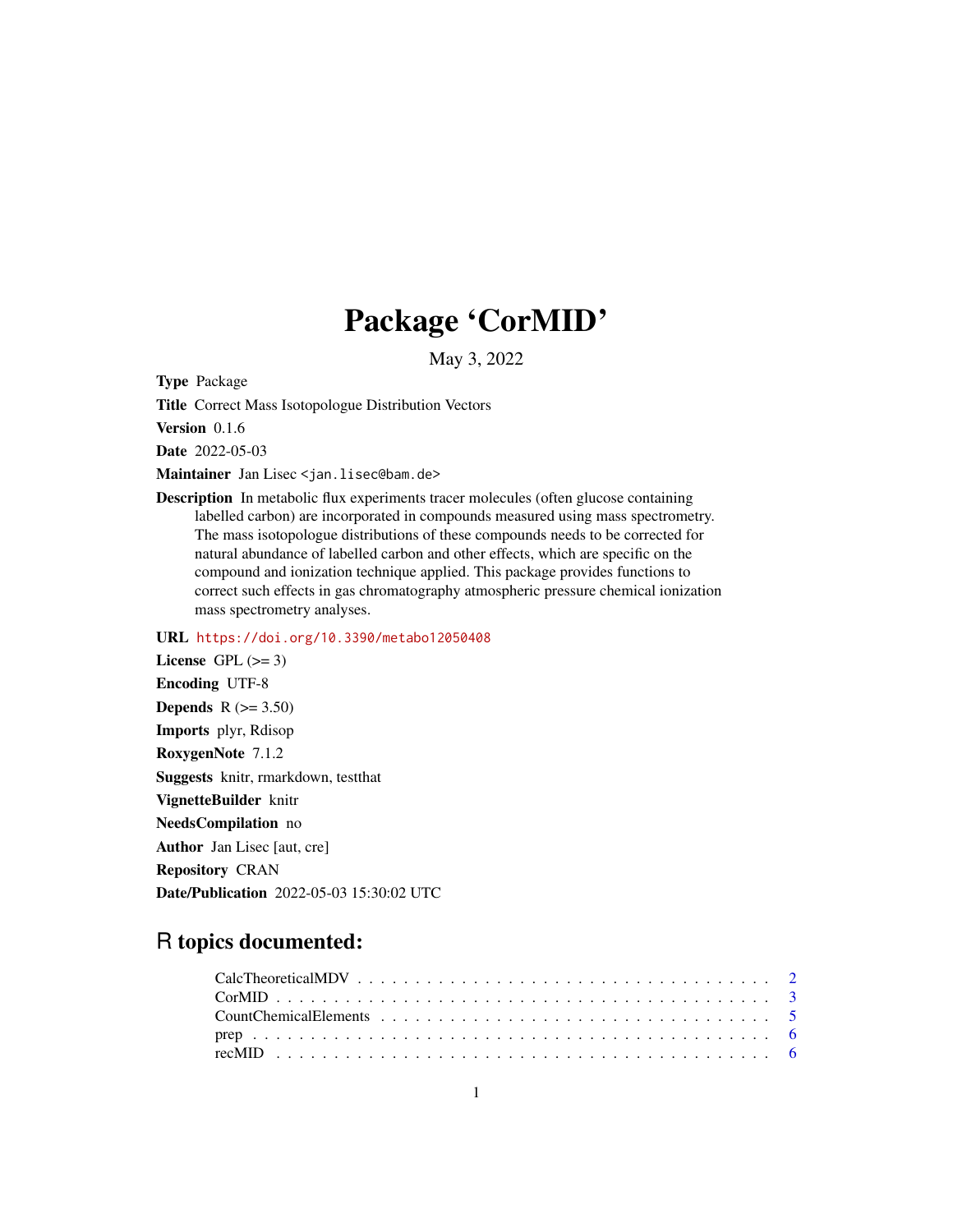# Package 'CorMID'

May 3, 2022

**Type** Package

**Title** Correct Mass Isotopologue Distribution Vectors

**Version** 0.1.6

**Date** 2022-05-03

**Maintainer** Jan Lisec <jan.lisec@bam.de>

**Description** In metabolic flux experiments tracer molecules (often glucose containing labelled carbon) are incorporated in compounds measured using mass spectrometry. The mass isotopologue distributions of these compounds needs to be corrected for natural abundance of labelled carbon and other effects, which are specific on the compound and ionization technique applied. This package provides functions to correct such effects in gas chromatography atmospheric pressure chemical ionization mass spectrometry analyses.

**URL** https://doi.org/10.3390/metabo12050408

**License** GPL (>= 3)

**Encoding** UTF-8

**Depends** R (>= 3.50)

**Imports** plyr, Rdisop

**RoxygenNote** 7.1.2

**Suggests** knitr, rmarkdown, testthat

**VignetteBuilder** knitr

**NeedsCompilation** no

**Author** Jan Lisec [aut, cre]

**Repository** CRAN

**Date/Publication** 2022-05-03 15:30:02 UTC

## R topics documented:

- CalcTheoreticalMDV . . . . . . . . . . . . . . . . . . . . . . . . . . . . . . . . . . 2
- CorMID . . . . . . . . . . . . . . . . . . . . . . . . . . . . . . . . . . . . . . . . 3
- CountChemicalElements . . . . . . . . . . . . . . . . . . . . . . . . . . . . . . . 5
- prep . . . . . . . . . . . . . . . . . . . . . . . . . . . . . . . . . . . . . . . . . . 6
- recMID . . . . . . . . . . . . . . . . . . . . . . . . . . . . . . . . . . . . . . . . 6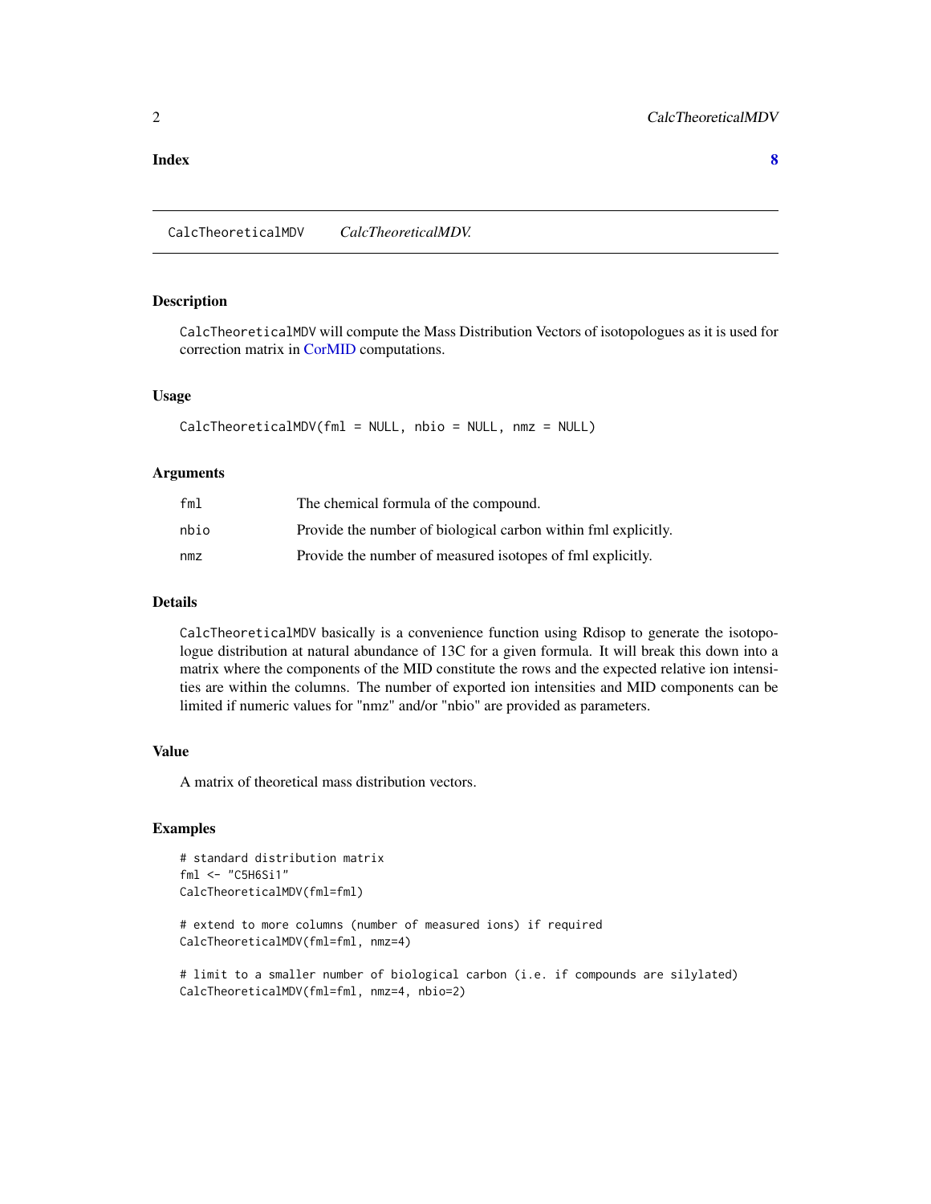**Index** **8**

---

CalcTheoreticalMDV &nbsp;&nbsp;&nbsp; *CalcTheoreticalMDV.*

---

### Description

`CalcTheoreticalMDV` will compute the Mass Distribution Vectors of isotopologues as it is used for correction matrix in CorMID computations.

### Usage

```
CalcTheoreticalMDV(fml = NULL, nbio = NULL, nmz = NULL)
```

### Arguments

| | |
|---|---|
| `fml` | The chemical formula of the compound. |
| `nbio` | Provide the number of biological carbon within fml explicitly. |
| `nmz` | Provide the number of measured isotopes of fml explicitly. |

### Details

`CalcTheoreticalMDV` basically is a convenience function using Rdisop to generate the isotopologue distribution at natural abundance of 13C for a given formula. It will break this down into a matrix where the components of the MID constitute the rows and the expected relative ion intensities are within the columns. The number of exported ion intensities and MID components can be limited if numeric values for "nmz" and/or "nbio" are provided as parameters.

### Value

A matrix of theoretical mass distribution vectors.

### Examples

```
# standard distribution matrix
fml <- "C5H6Si1"
CalcTheoreticalMDV(fml=fml)

# extend to more columns (number of measured ions) if required
CalcTheoreticalMDV(fml=fml, nmz=4)

# limit to a smaller number of biological carbon (i.e. if compounds are silylated)
CalcTheoreticalMDV(fml=fml, nmz=4, nbio=2)
```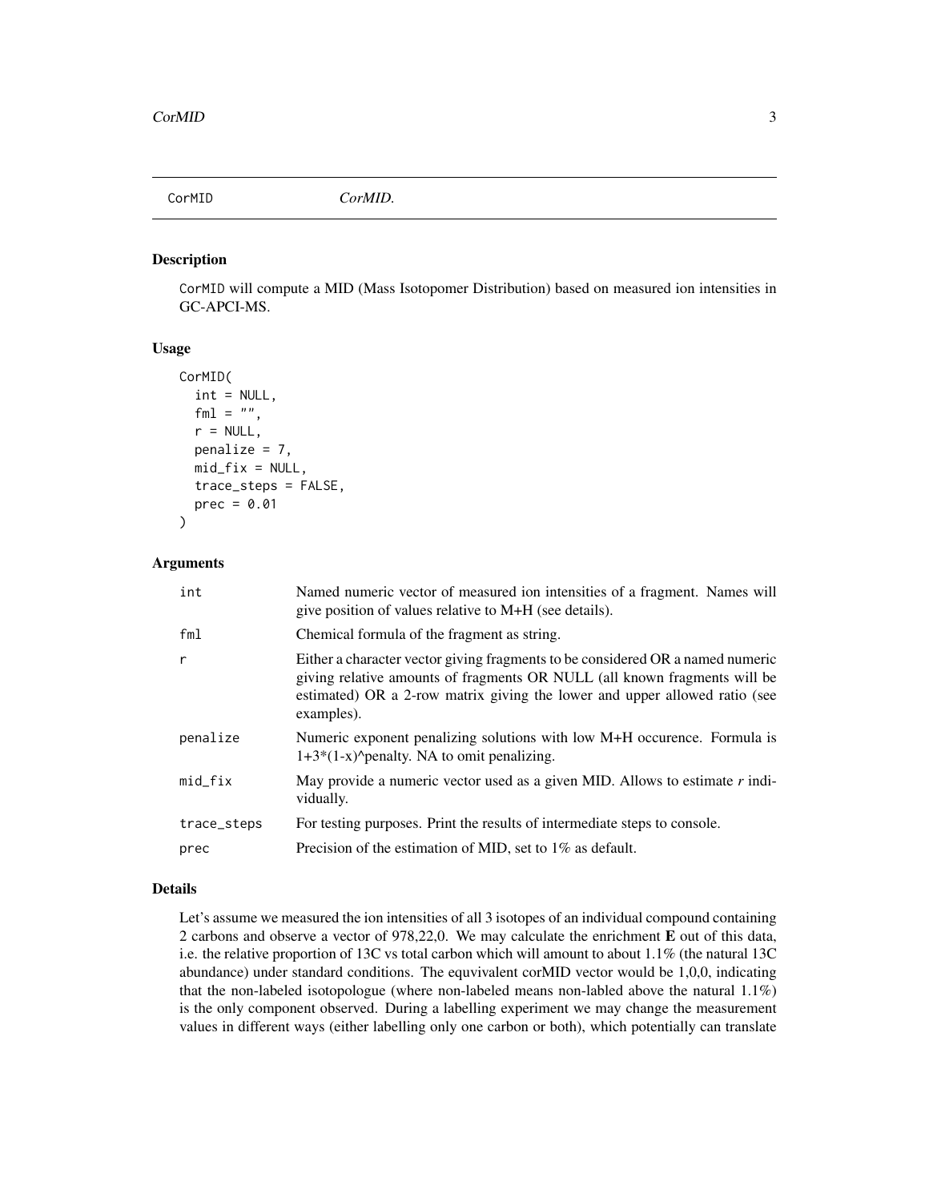CorMID *CorMID.*

## Description

`CorMID` will compute a MID (Mass Isotopomer Distribution) based on measured ion intensities in GC-APCI-MS.

## Usage

```
CorMID(
  int = NULL,
  fml = "",
  r = NULL,
  penalize = 7,
  mid_fix = NULL,
  trace_steps = FALSE,
  prec = 0.01
)
```

## Arguments

| | |
|---|---|
| int | Named numeric vector of measured ion intensities of a fragment. Names will give position of values relative to M+H (see details). |
| fml | Chemical formula of the fragment as string. |
| r | Either a character vector giving fragments to be considered OR a named numeric giving relative amounts of fragments OR NULL (all known fragments will be estimated) OR a 2-row matrix giving the lower and upper allowed ratio (see examples). |
| penalize | Numeric exponent penalizing solutions with low M+H occurence. Formula is 1+3*(1-x)^penalty. NA to omit penalizing. |
| mid_fix | May provide a numeric vector used as a given MID. Allows to estimate *r* individually. |
| trace_steps | For testing purposes. Print the results of intermediate steps to console. |
| prec | Precision of the estimation of MID, set to 1% as default. |

## Details

Let's assume we measured the ion intensities of all 3 isotopes of an individual compound containing 2 carbons and observe a vector of 978,22,0. We may calculate the enrichment **E** out of this data, i.e. the relative proportion of 13C vs total carbon which will amount to about 1.1% (the natural 13C abundance) under standard conditions. The equvivalent corMID vector would be 1,0,0, indicating that the non-labeled isotopologue (where non-labeled means non-labled above the natural 1.1%) is the only component observed. During a labelling experiment we may change the measurement values in different ways (either labelling only one carbon or both), which potentially can translate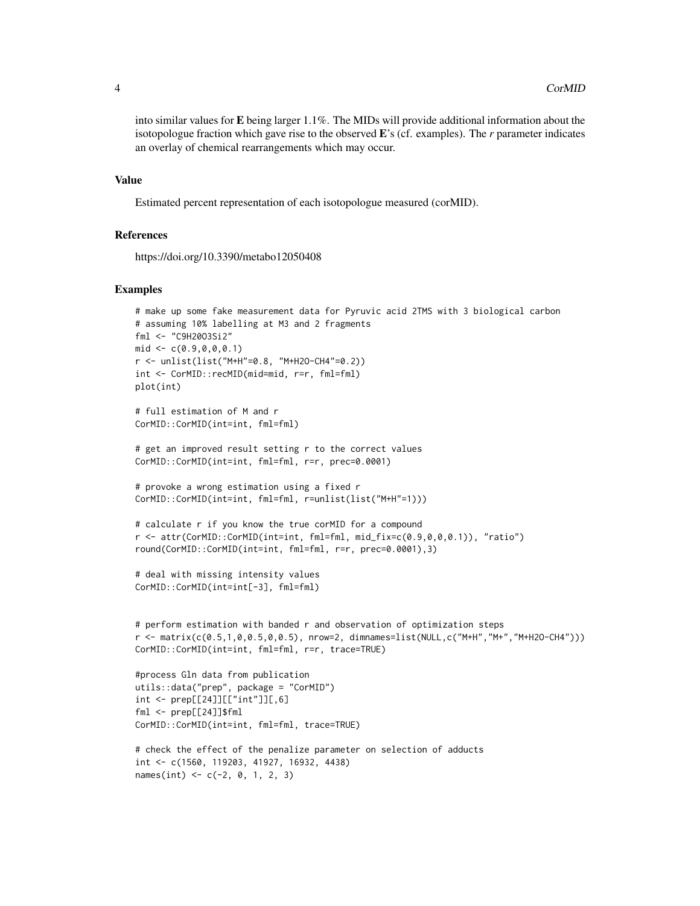into similar values for **E** being larger 1.1%. The MIDs will provide additional information about the isotopologue fraction which gave rise to the observed **E**'s (cf. examples). The *r* parameter indicates an overlay of chemical rearrangements which may occur.

## Value

Estimated percent representation of each isotopologue measured (corMID).

## References

https://doi.org/10.3390/metabo12050408

## Examples

```
# make up some fake measurement data for Pyruvic acid 2TMS with 3 biological carbon
# assuming 10% labelling at M3 and 2 fragments
fml <- "C9H20O3Si2"
mid <- c(0.9,0,0,0.1)
r <- unlist(list("M+H"=0.8, "M+H2O-CH4"=0.2))
int <- CorMID::recMID(mid=mid, r=r, fml=fml)
plot(int)

# full estimation of M and r
CorMID::CorMID(int=int, fml=fml)

# get an improved result setting r to the correct values
CorMID::CorMID(int=int, fml=fml, r=r, prec=0.0001)

# provoke a wrong estimation using a fixed r
CorMID::CorMID(int=int, fml=fml, r=unlist(list("M+H"=1)))

# calculate r if you know the true corMID for a compound
r <- attr(CorMID::CorMID(int=int, fml=fml, mid_fix=c(0.9,0,0,0.1)), "ratio")
round(CorMID::CorMID(int=int, fml=fml, r=r, prec=0.0001),3)

# deal with missing intensity values
CorMID::CorMID(int=int[-3], fml=fml)


# perform estimation with banded r and observation of optimization steps
r <- matrix(c(0.5,1,0,0.5,0,0.5), nrow=2, dimnames=list(NULL,c("M+H","M+","M+H2O-CH4")))
CorMID::CorMID(int=int, fml=fml, r=r, trace=TRUE)

#process Gln data from publication
utils::data("prep", package = "CorMID")
int <- prep[[24]][["int"]][,6]
fml <- prep[[24]]$fml
CorMID::CorMID(int=int, fml=fml, trace=TRUE)

# check the effect of the penalize parameter on selection of adducts
int <- c(1560, 119203, 41927, 16932, 4438)
names(int) <- c(-2, 0, 1, 2, 3)
```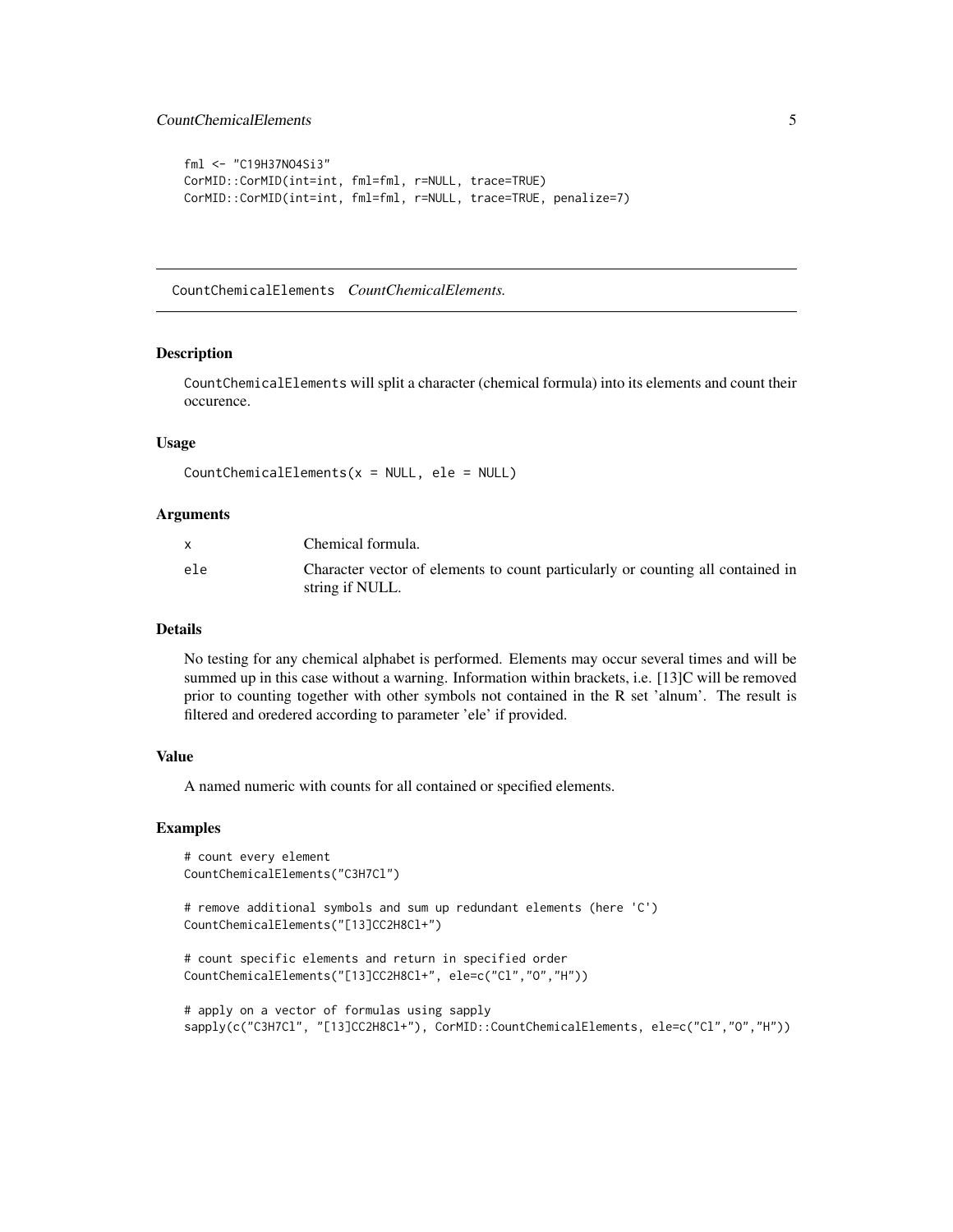```
fml <- "C19H37NO4Si3"
CorMID::CorMID(int=int, fml=fml, r=NULL, trace=TRUE)
CorMID::CorMID(int=int, fml=fml, r=NULL, trace=TRUE, penalize=7)
```

## CountChemicalElements *CountChemicalElements.*

### Description

`CountChemicalElements` will split a character (chemical formula) into its elements and count their occurence.

### Usage

```
CountChemicalElements(x = NULL, ele = NULL)
```

### Arguments

| | |
|---|---|
| x | Chemical formula. |
| ele | Character vector of elements to count particularly or counting all contained in string if NULL. |

### Details

No testing for any chemical alphabet is performed. Elements may occur several times and will be summed up in this case without a warning. Information within brackets, i.e. [13]C will be removed prior to counting together with other symbols not contained in the R set 'alnum'. The result is filtered and oredered according to parameter 'ele' if provided.

### Value

A named numeric with counts for all contained or specified elements.

### Examples

```
# count every element
CountChemicalElements("C3H7Cl")

# remove additional symbols and sum up redundant elements (here 'C')
CountChemicalElements("[13]CC2H8Cl+")

# count specific elements and return in specified order
CountChemicalElements("[13]CC2H8Cl+", ele=c("Cl","O","H"))

# apply on a vector of formulas using sapply
sapply(c("C3H7Cl", "[13]CC2H8Cl+"), CorMID::CountChemicalElements, ele=c("Cl","O","H"))
```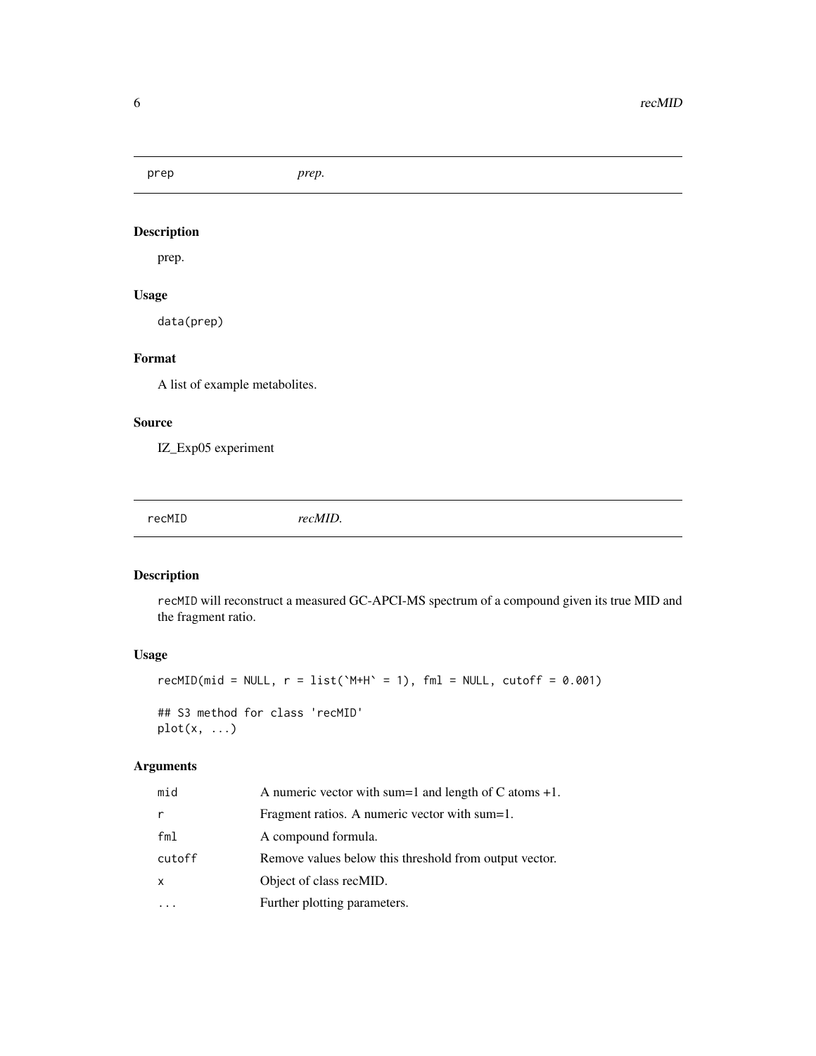## prep *prep.*

### Description

prep.

### Usage

```
data(prep)
```

### Format

A list of example metabolites.

### Source

IZ_Exp05 experiment

## recMID *recMID.*

### Description

`recMID` will reconstruct a measured GC-APCI-MS spectrum of a compound given its true MID and the fragment ratio.

### Usage

```
recMID(mid = NULL, r = list(`M+H` = 1), fml = NULL, cutoff = 0.001)

## S3 method for class 'recMID'
plot(x, ...)
```

### Arguments

| | |
|---|---|
| `mid` | A numeric vector with sum=1 and length of C atoms +1. |
| `r` | Fragment ratios. A numeric vector with sum=1. |
| `fml` | A compound formula. |
| `cutoff` | Remove values below this threshold from output vector. |
| `x` | Object of class recMID. |
| `...` | Further plotting parameters. |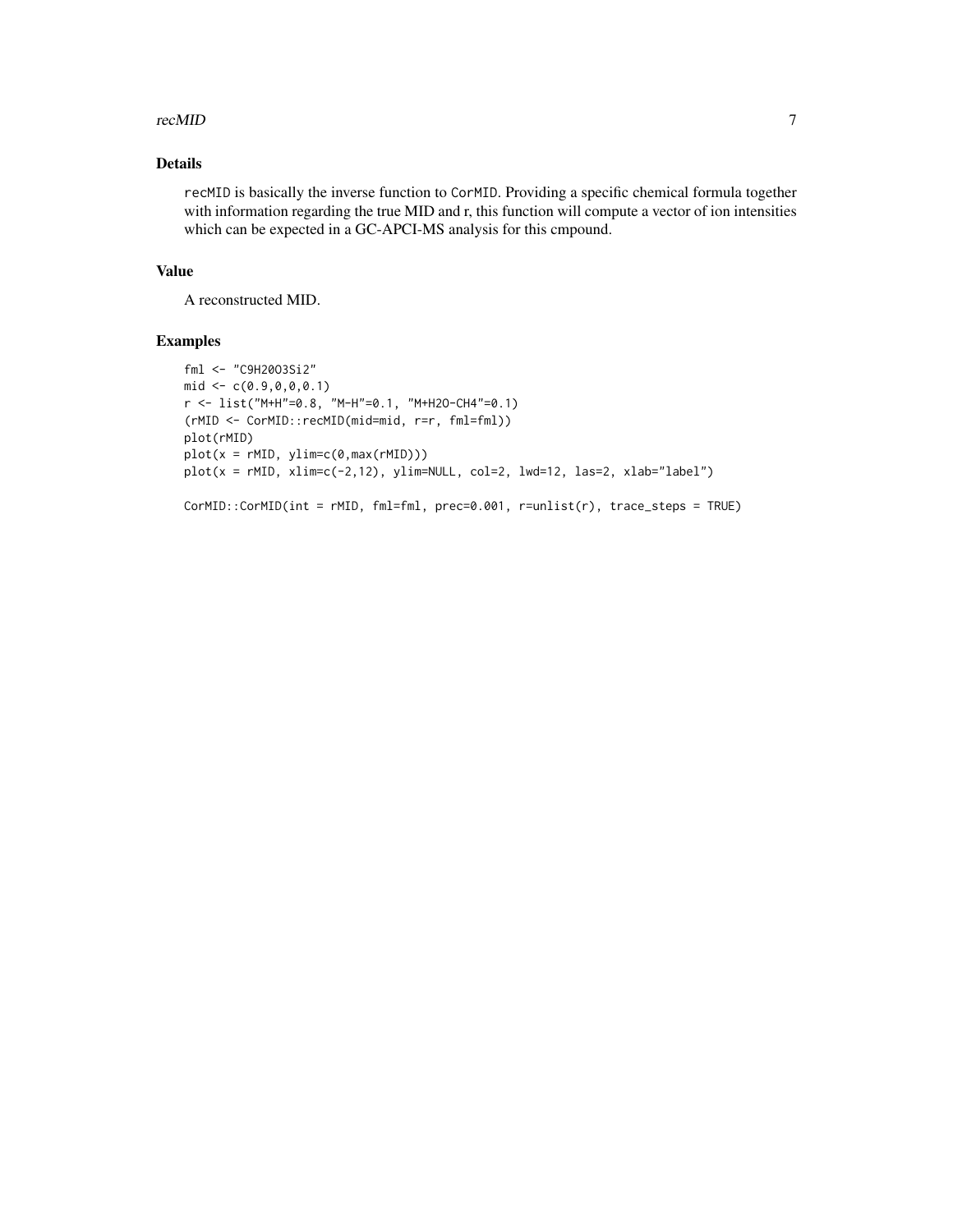## Details

`recMID` is basically the inverse function to `CorMID`. Providing a specific chemical formula together with information regarding the true MID and r, this function will compute a vector of ion intensities which can be expected in a GC-APCI-MS analysis for this cmpound.

## Value

A reconstructed MID.

## Examples

```
fml <- "C9H20O3Si2"
mid <- c(0.9,0,0,0.1)
r <- list("M+H"=0.8, "M-H"=0.1, "M+H2O-CH4"=0.1)
(rMID <- CorMID::recMID(mid=mid, r=r, fml=fml))
plot(rMID)
plot(x = rMID, ylim=c(0,max(rMID)))
plot(x = rMID, xlim=c(-2,12), ylim=NULL, col=2, lwd=12, las=2, xlab="label")

CorMID::CorMID(int = rMID, fml=fml, prec=0.001, r=unlist(r), trace_steps = TRUE)
```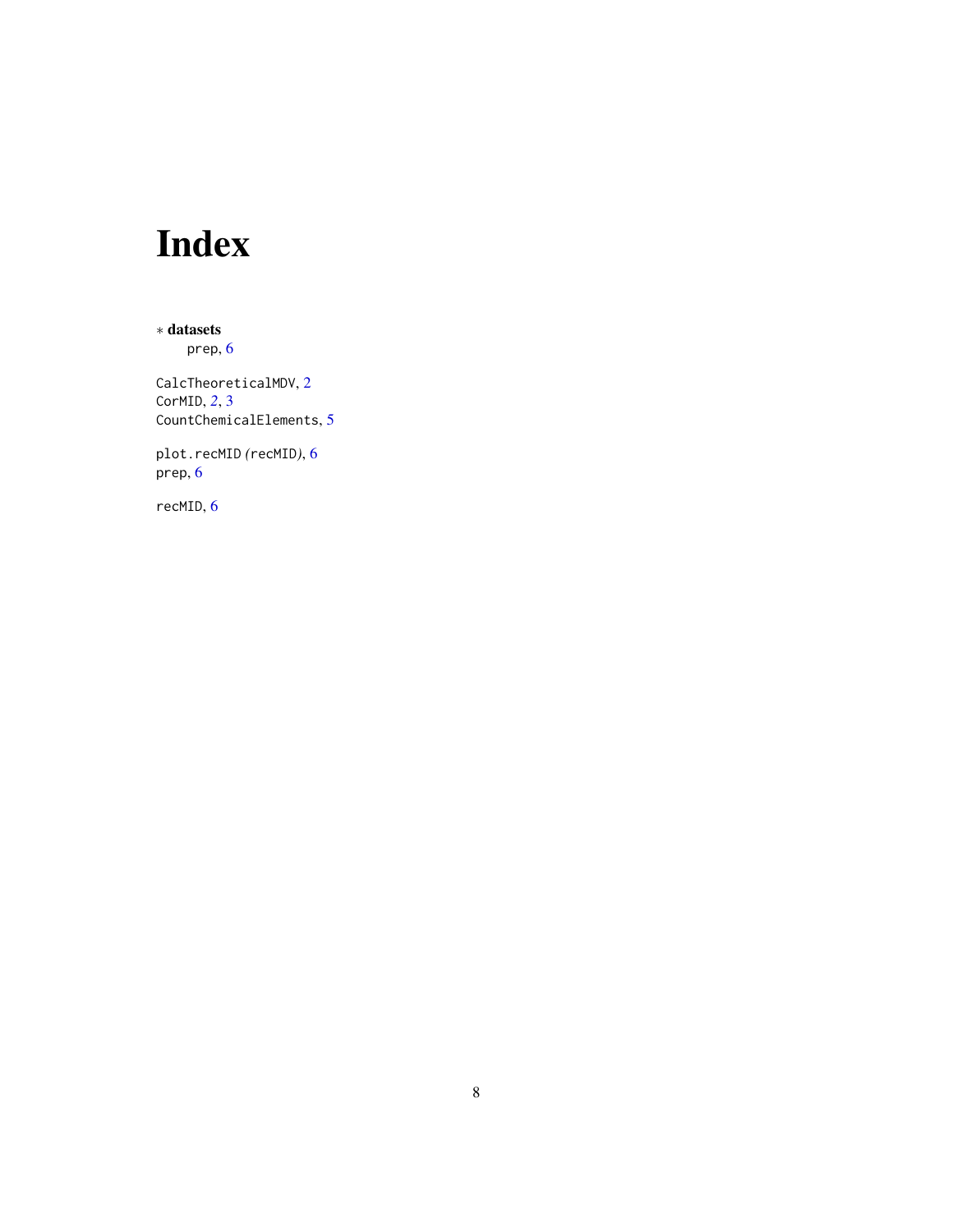# Index

∗ **datasets**
    prep, 6

CalcTheoreticalMDV, 2
CorMID, *2*, 3
CountChemicalElements, 5

plot.recMID *(*recMID*)*, 6
prep, 6

recMID, 6